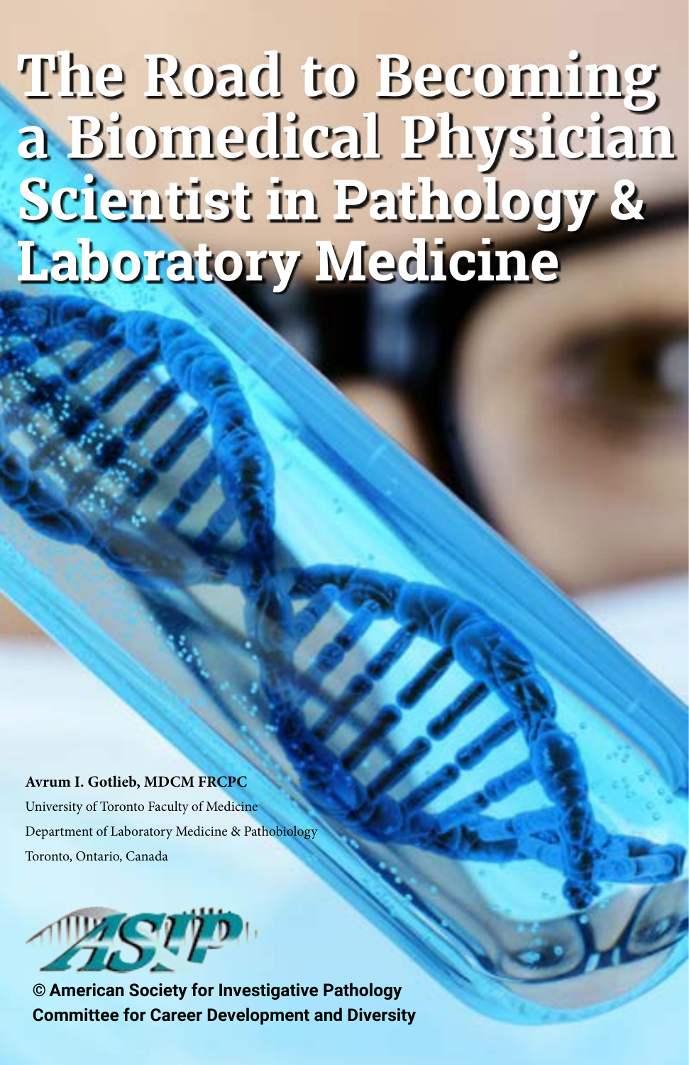# The Road to Becoming a Biomedical Physician Scientist in Pathology & Laboratory Medicine

**Avrum I. Gotlieb, MDCM FRCPC**
University of Toronto Faculty of Medicine
Department of Laboratory Medicine & Pathobiology
Toronto, Ontario, Canada

**© American Society for Investigative Pathology Committee for Career Development and Diversity**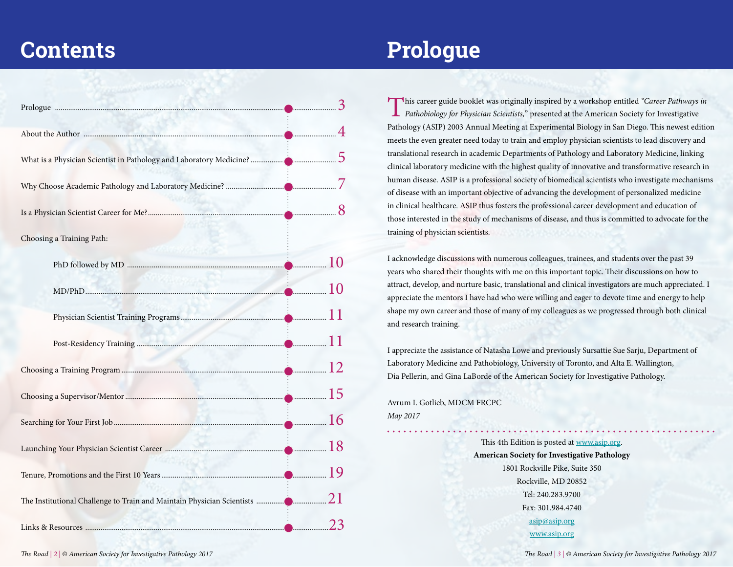# Contents

| | |
|---|---|
| Prologue | 3 |
| About the Author | 4 |
| What is a Physician Scientist in Pathology and Laboratory Medicine? | 5 |
| Why Choose Academic Pathology and Laboratory Medicine? | 7 |
| Is a Physician Scientist Career for Me? | 8 |
| Choosing a Training Path: | |
| PhD followed by MD | 10 |
| MD/PhD | 10 |
| Physician Scientist Training Programs | 11 |
| Post-Residency Training | 11 |
| Choosing a Training Program | 12 |
| Choosing a Supervisor/Mentor | 15 |
| Searching for Your First Job | 16 |
| Launching Your Physician Scientist Career | 18 |
| Tenure, Promotions and the First 10 Years | 19 |
| The Institutional Challenge to Train and Maintain Physician Scientists | 21 |
| Links & Resources | 23 |

# Prologue

This career guide booklet was originally inspired by a workshop entitled *"Career Pathways in Pathobiology for Physician Scientists,"* presented at the American Society for Investigative Pathology (ASIP) 2003 Annual Meeting at Experimental Biology in San Diego. This newest edition meets the even greater need today to train and employ physician scientists to lead discovery and translational research in academic Departments of Pathology and Laboratory Medicine, linking clinical laboratory medicine with the highest quality of innovative and transformative research in human disease. ASIP is a professional society of biomedical scientists who investigate mechanisms of disease with an important objective of advancing the development of personalized medicine in clinical healthcare. ASIP thus fosters the professional career development and education of those interested in the study of mechanisms of disease, and thus is committed to advocate for the training of physician scientists.

I acknowledge discussions with numerous colleagues, trainees, and students over the past 39 years who shared their thoughts with me on this important topic. Their discussions on how to attract, develop, and nurture basic, translational and clinical investigators are much appreciated. I appreciate the mentors I have had who were willing and eager to devote time and energy to help shape my own career and those of many of my colleagues as we progressed through both clinical and research training.

I appreciate the assistance of Natasha Lowe and previously Sursattie Sue Sarju, Department of Laboratory Medicine and Pathobiology, University of Toronto, and Alta E. Wallington, Dia Pellerin, and Gina LaBorde of the American Society for Investigative Pathology.

Avrum I. Gotlieb, MDCM FRCPC
*May 2017*

This 4th Edition is posted at www.asip.org.
**American Society for Investigative Pathology**
1801 Rockville Pike, Suite 350
Rockville, MD 20852
Tel: 240.283.9700
Fax: 301.984.4740
asip@asip.org
www.asip.org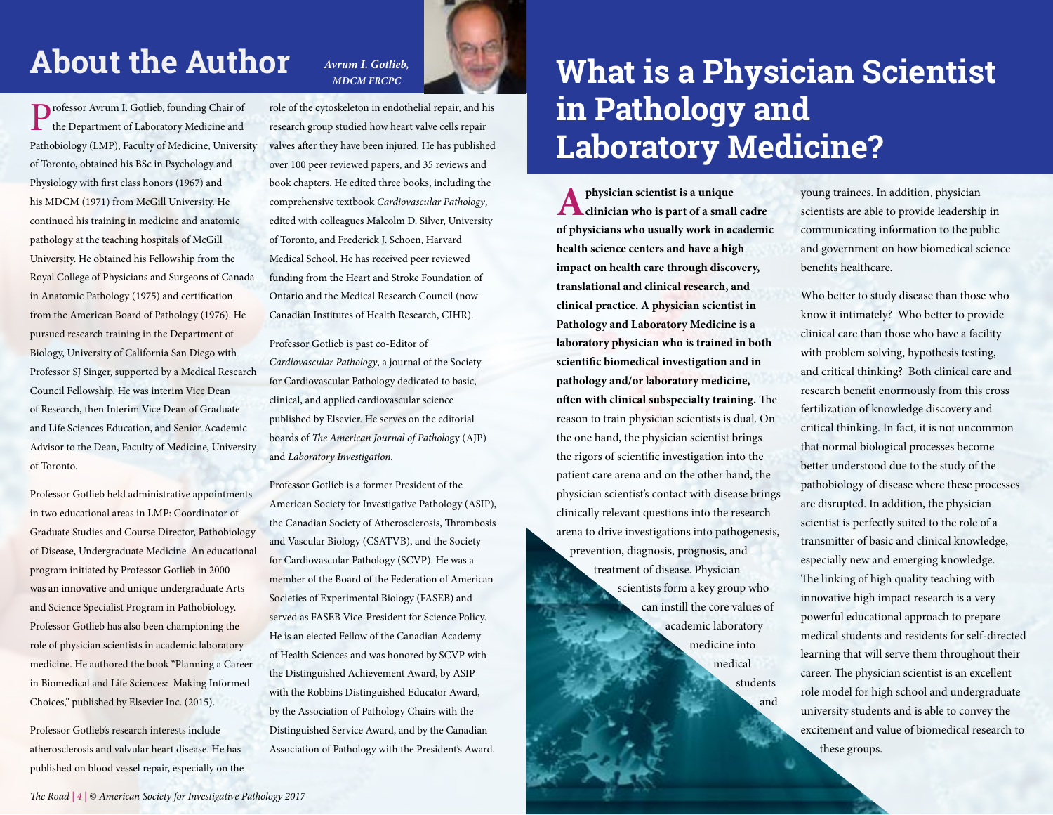# About the Author

*Avrum I. Gotlieb, MDCM FRCPC*

Professor Avrum I. Gotlieb, founding Chair of the Department of Laboratory Medicine and Pathobiology (LMP), Faculty of Medicine, University of Toronto, obtained his BSc in Psychology and Physiology with first class honors (1967) and his MDCM (1971) from McGill University. He continued his training in medicine and anatomic pathology at the teaching hospitals of McGill University. He obtained his Fellowship from the Royal College of Physicians and Surgeons of Canada in Anatomic Pathology (1975) and certification from the American Board of Pathology (1976). He pursued research training in the Department of Biology, University of California San Diego with Professor SJ Singer, supported by a Medical Research Council Fellowship. He was interim Vice Dean of Research, then Interim Vice Dean of Graduate and Life Sciences Education, and Senior Academic Advisor to the Dean, Faculty of Medicine, University of Toronto.

Professor Gotlieb held administrative appointments in two educational areas in LMP: Coordinator of Graduate Studies and Course Director, Pathobiology of Disease, Undergraduate Medicine. An educational program initiated by Professor Gotlieb in 2000 was an innovative and unique undergraduate Arts and Science Specialist Program in Pathobiology. Professor Gotlieb has also been championing the role of physician scientists in academic laboratory medicine. He authored the book "Planning a Career in Biomedical and Life Sciences: Making Informed Choices," published by Elsevier Inc. (2015).

Professor Gotlieb's research interests include atherosclerosis and valvular heart disease. He has published on blood vessel repair, especially on the role of the cytoskeleton in endothelial repair, and his research group studied how heart valve cells repair valves after they have been injured. He has published over 100 peer reviewed papers, and 35 reviews and book chapters. He edited three books, including the comprehensive textbook *Cardiovascular Pathology*, edited with colleagues Malcolm D. Silver, University of Toronto, and Frederick J. Schoen, Harvard Medical School. He has received peer reviewed funding from the Heart and Stroke Foundation of Ontario and the Medical Research Council (now Canadian Institutes of Health Research, CIHR).

Professor Gotlieb is past co-Editor of *Cardiovascular Pathology*, a journal of the Society for Cardiovascular Pathology dedicated to basic, clinical, and applied cardiovascular science published by Elsevier. He serves on the editorial boards of *The American Journal of Pathology* (AJP) and *Laboratory Investigation*.

Professor Gotlieb is a former President of the American Society for Investigative Pathology (ASIP), the Canadian Society of Atherosclerosis, Thrombosis and Vascular Biology (CSATVB), and the Society for Cardiovascular Pathology (SCVP). He was a member of the Board of the Federation of American Societies of Experimental Biology (FASEB) and served as FASEB Vice-President for Science Policy. He is an elected Fellow of the Canadian Academy of Health Sciences and was honored by SCVP with the Distinguished Achievement Award, by ASIP with the Robbins Distinguished Educator Award, by the Association of Pathology Chairs with the Distinguished Service Award, and by the Canadian Association of Pathology with the President's Award.

# What is a Physician Scientist in Pathology and Laboratory Medicine?

**A physician scientist is a unique clinician who is part of a small cadre of physicians who usually work in academic health science centers and have a high impact on health care through discovery, translational and clinical research, and clinical practice. A physician scientist in Pathology and Laboratory Medicine is a laboratory physician who is trained in both scientific biomedical investigation and in pathology and/or laboratory medicine, often with clinical subspecialty training.** The reason to train physician scientists is dual. On the one hand, the physician scientist brings the rigors of scientific investigation into the patient care arena and on the other hand, the physician scientist's contact with disease brings clinically relevant questions into the research arena to drive investigations into pathogenesis, prevention, diagnosis, prognosis, and treatment of disease. Physician scientists form a key group who can instill the core values of academic laboratory medicine into medical students and young trainees. In addition, physician scientists are able to provide leadership in communicating information to the public and government on how biomedical science benefits healthcare.

Who better to study disease than those who know it intimately? Who better to provide clinical care than those who have a facility with problem solving, hypothesis testing, and critical thinking? Both clinical care and research benefit enormously from this cross fertilization of knowledge discovery and critical thinking. In fact, it is not uncommon that normal biological processes become better understood due to the study of the pathobiology of disease where these processes are disrupted. In addition, the physician scientist is perfectly suited to the role of a transmitter of basic and clinical knowledge, especially new and emerging knowledge. The linking of high quality teaching with innovative high impact research is a very powerful educational approach to prepare medical students and residents for self-directed learning that will serve them throughout their career. The physician scientist is an excellent role model for high school and undergraduate university students and is able to convey the excitement and value of biomedical research to these groups.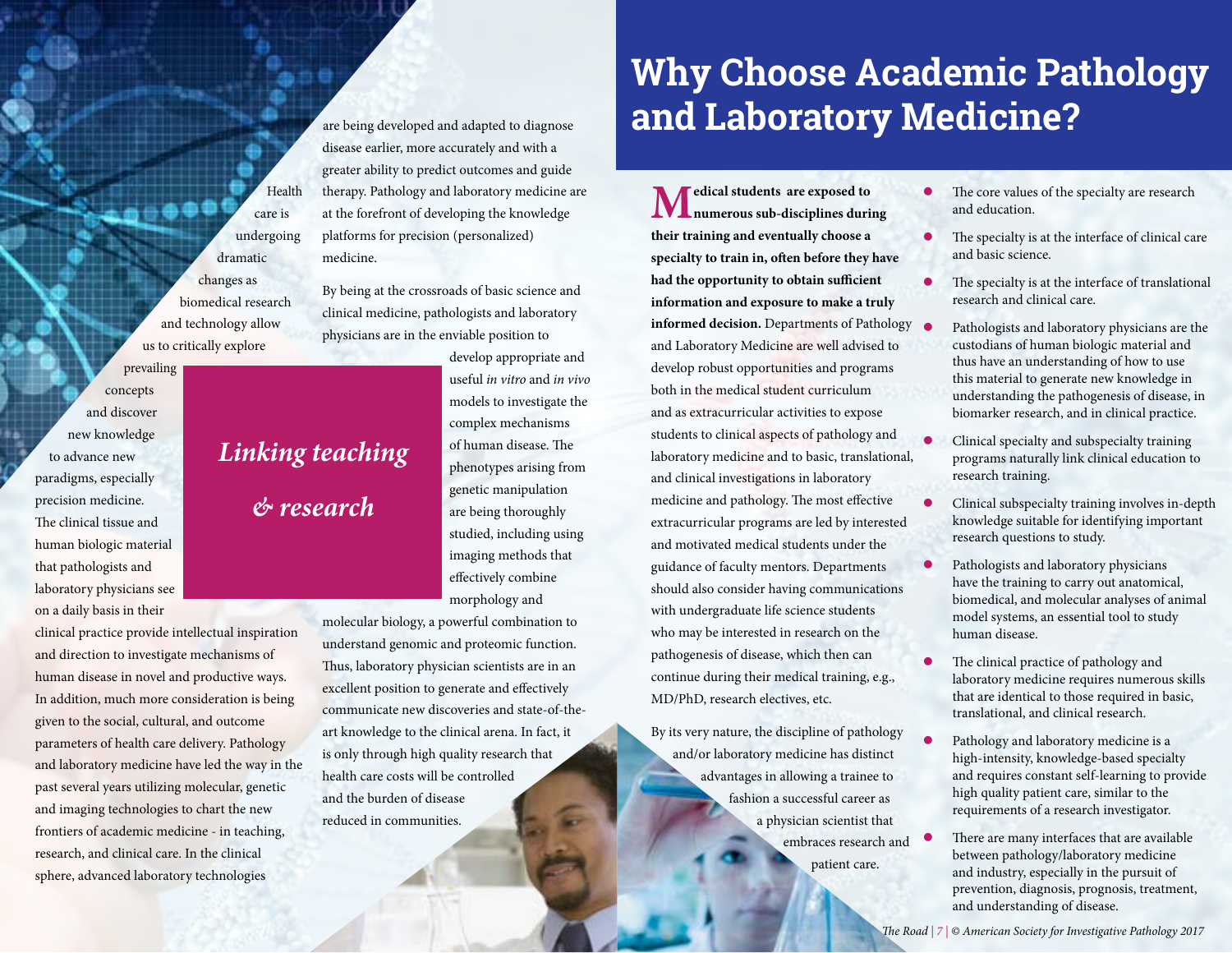# Why Choose Academic Pathology and Laboratory Medicine?

Health care is undergoing dramatic changes as biomedical research and technology allow us to critically explore prevailing concepts and discover new knowledge to advance new paradigms, especially precision medicine. The clinical tissue and human biologic material that pathologists and laboratory physicians see on a daily basis in their clinical practice provide intellectual inspiration and direction to investigate mechanisms of human disease in novel and productive ways. In addition, much more consideration is being given to the social, cultural, and outcome parameters of health care delivery. Pathology and laboratory medicine have led the way in the past several years utilizing molecular, genetic and imaging technologies to chart the new frontiers of academic medicine - in teaching, research, and clinical care. In the clinical sphere, advanced laboratory technologies are being developed and adapted to diagnose disease earlier, more accurately and with a greater ability to predict outcomes and guide therapy. Pathology and laboratory medicine are at the forefront of developing the knowledge platforms for precision (personalized) medicine.

*Linking teaching & research*

By being at the crossroads of basic science and clinical medicine, pathologists and laboratory physicians are in the enviable position to develop appropriate and useful *in vitro* and *in vivo* models to investigate the complex mechanisms of human disease. The phenotypes arising from genetic manipulation are being thoroughly studied, including using imaging methods that effectively combine morphology and molecular biology, a powerful combination to understand genomic and proteomic function. Thus, laboratory physician scientists are in an excellent position to generate and effectively communicate new discoveries and state-of-the-art knowledge to the clinical arena. In fact, it is only through high quality research that health care costs will be controlled and the burden of disease reduced in communities.

**Medical students are exposed to numerous sub-disciplines during their training and eventually choose a specialty to train in, often before they have had the opportunity to obtain sufficient information and exposure to make a truly informed decision.** Departments of Pathology and Laboratory Medicine are well advised to develop robust opportunities and programs both in the medical student curriculum and as extracurricular activities to expose students to clinical aspects of pathology and laboratory medicine and to basic, translational, and clinical investigations in laboratory medicine and pathology. The most effective extracurricular programs are led by interested and motivated medical students under the guidance of faculty mentors. Departments should also consider having communications with undergraduate life science students who may be interested in research on the pathogenesis of disease, which then can continue during their medical training, e.g., MD/PhD, research electives, etc.

By its very nature, the discipline of pathology and/or laboratory medicine has distinct advantages in allowing a trainee to fashion a successful career as a physician scientist that embraces research and patient care.

- The core values of the specialty are research and education.
- The specialty is at the interface of clinical care and basic science.
- The specialty is at the interface of translational research and clinical care.
- Pathologists and laboratory physicians are the custodians of human biologic material and thus have an understanding of how to use this material to generate new knowledge in understanding the pathogenesis of disease, in biomarker research, and in clinical practice.
- Clinical specialty and subspecialty training programs naturally link clinical education to research training.
- Clinical subspecialty training involves in-depth knowledge suitable for identifying important research questions to study.
- Pathologists and laboratory physicians have the training to carry out anatomical, biomedical, and molecular analyses of animal model systems, an essential tool to study human disease.
- The clinical practice of pathology and laboratory medicine requires numerous skills that are identical to those required in basic, translational, and clinical research.
- Pathology and laboratory medicine is a high-intensity, knowledge-based specialty and requires constant self-learning to provide high quality patient care, similar to the requirements of a research investigator.
- There are many interfaces that are available between pathology/laboratory medicine and industry, especially in the pursuit of prevention, diagnosis, prognosis, treatment, and understanding of disease.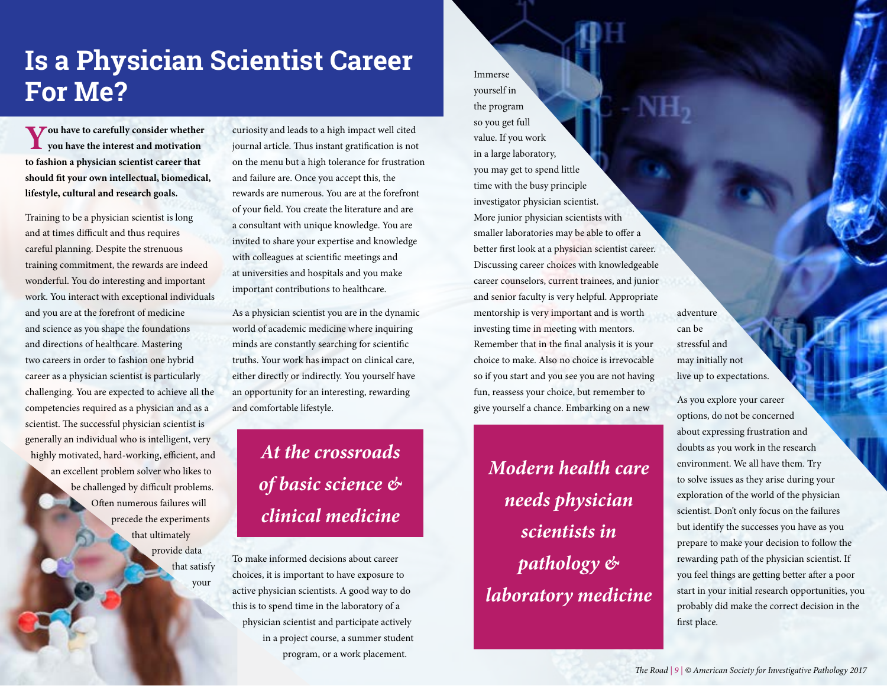# Is a Physician Scientist Career For Me?

**You have to carefully consider whether you have the interest and motivation to fashion a physician scientist career that should fit your own intellectual, biomedical, lifestyle, cultural and research goals.**

Training to be a physician scientist is long and at times difficult and thus requires careful planning. Despite the strenuous training commitment, the rewards are indeed wonderful. You do interesting and important work. You interact with exceptional individuals and you are at the forefront of medicine and science as you shape the foundations and directions of healthcare. Mastering two careers in order to fashion one hybrid career as a physician scientist is particularly challenging. You are expected to achieve all the competencies required as a physician and as a scientist. The successful physician scientist is generally an individual who is intelligent, very highly motivated, hard-working, efficient, and an excellent problem solver who likes to be challenged by difficult problems. Often numerous failures will precede the experiments that ultimately provide data that satisfy your curiosity and leads to a high impact well cited journal article. Thus instant gratification is not on the menu but a high tolerance for frustration and failure are. Once you accept this, the rewards are numerous. You are at the forefront of your field. You create the literature and are a consultant with unique knowledge. You are invited to share your expertise and knowledge with colleagues at scientific meetings and at universities and hospitals and you make important contributions to healthcare.

As a physician scientist you are in the dynamic world of academic medicine where inquiring minds are constantly searching for scientific truths. Your work has impact on clinical care, either directly or indirectly. You yourself have an opportunity for an interesting, rewarding and comfortable lifestyle.

> *At the crossroads of basic science & clinical medicine*

To make informed decisions about career choices, it is important to have exposure to active physician scientists. A good way to do this is to spend time in the laboratory of a physician scientist and participate actively in a project course, a summer student program, or a work placement. Immerse yourself in the program so you get full value. If you work in a large laboratory, you may get to spend little time with the busy principle investigator physician scientist. More junior physician scientists with smaller laboratories may be able to offer a better first look at a physician scientist career. Discussing career choices with knowledgeable career counselors, current trainees, and junior and senior faculty is very helpful. Appropriate mentorship is very important and is worth investing time in meeting with mentors. Remember that in the final analysis it is your choice to make. Also no choice is irrevocable so if you start and you see you are not having fun, reassess your choice, but remember to give yourself a chance. Embarking on a new adventure can be stressful and may initially not live up to expectations.

> *Modern health care needs physician scientists in pathology & laboratory medicine*

As you explore your career options, do not be concerned about expressing frustration and doubts as you work in the research environment. We all have them. Try to solve issues as they arise during your exploration of the world of the physician scientist. Don't only focus on the failures but identify the successes you have as you prepare to make your decision to follow the rewarding path of the physician scientist. If you feel things are getting better after a poor start in your initial research opportunities, you probably did make the correct decision in the first place.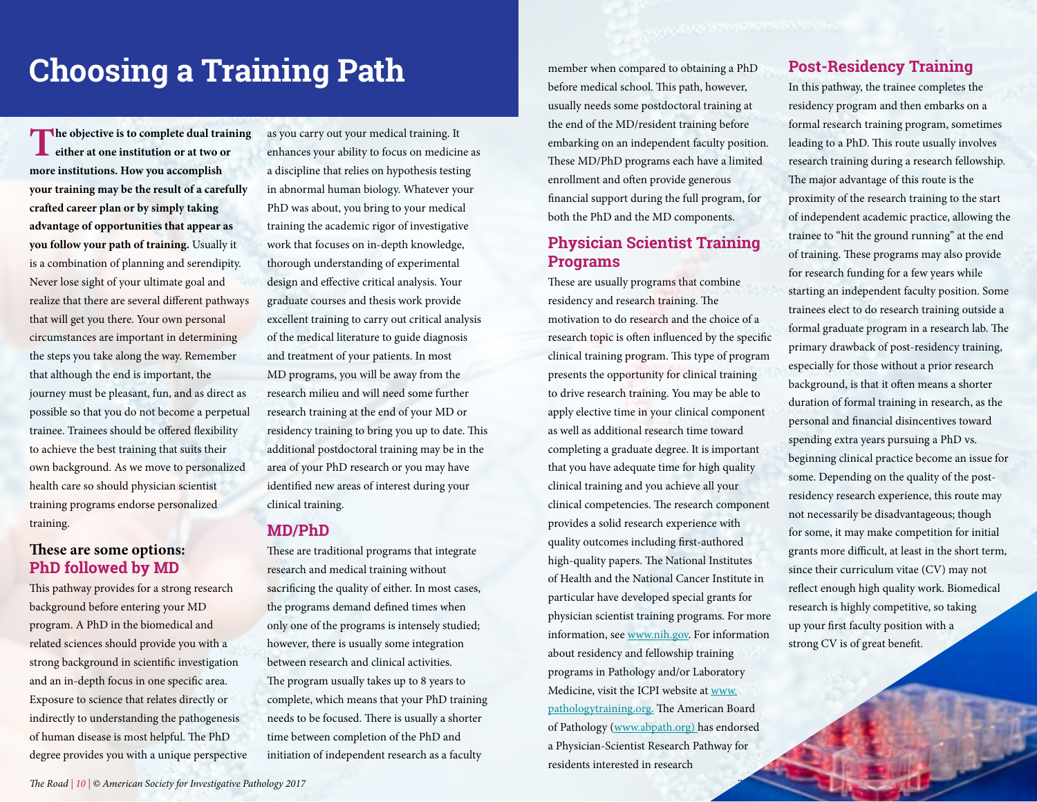# Choosing a Training Path

**The objective is to complete dual training either at one institution or at two or more institutions. How you accomplish your training may be the result of a carefully crafted career plan or by simply taking advantage of opportunities that appear as you follow your path of training.** Usually it is a combination of planning and serendipity. Never lose sight of your ultimate goal and realize that there are several different pathways that will get you there. Your own personal circumstances are important in determining the steps you take along the way. Remember that although the end is important, the journey must be pleasant, fun, and as direct as possible so that you do not become a perpetual trainee. Trainees should be offered flexibility to achieve the best training that suits their own background. As we move to personalized health care so should physician scientist training programs endorse personalized training.

## These are some options:

## PhD followed by MD

This pathway provides for a strong research background before entering your MD program. A PhD in the biomedical and related sciences should provide you with a strong background in scientific investigation and an in-depth focus in one specific area. Exposure to science that relates directly or indirectly to understanding the pathogenesis of human disease is most helpful. The PhD degree provides you with a unique perspective as you carry out your medical training. It enhances your ability to focus on medicine as a discipline that relies on hypothesis testing in abnormal human biology. Whatever your PhD was about, you bring to your medical training the academic rigor of investigative work that focuses on in-depth knowledge, thorough understanding of experimental design and effective critical analysis. Your graduate courses and thesis work provide excellent training to carry out critical analysis of the medical literature to guide diagnosis and treatment of your patients. In most MD programs, you will be away from the research milieu and will need some further research training at the end of your MD or residency training to bring you up to date. This additional postdoctoral training may be in the area of your PhD research or you may have identified new areas of interest during your clinical training.

## MD/PhD

These are traditional programs that integrate research and medical training without sacrificing the quality of either. In most cases, the programs demand defined times when only one of the programs is intensely studied; however, there is usually some integration between research and clinical activities. The program usually takes up to 8 years to complete, which means that your PhD training needs to be focused. There is usually a shorter time between completion of the PhD and initiation of independent research as a faculty member when compared to obtaining a PhD before medical school. This path, however, usually needs some postdoctoral training at the end of the MD/resident training before embarking on an independent faculty position. These MD/PhD programs each have a limited enrollment and often provide generous financial support during the full program, for both the PhD and the MD components.

## Physician Scientist Training Programs

These are usually programs that combine residency and research training. The motivation to do research and the choice of a research topic is often influenced by the specific clinical training program. This type of program presents the opportunity for clinical training to drive research training. You may be able to apply elective time in your clinical component as well as additional research time toward completing a graduate degree. It is important that you have adequate time for high quality clinical training and you achieve all your clinical competencies. The research component provides a solid research experience with quality outcomes including first-authored high-quality papers. The National Institutes of Health and the National Cancer Institute in particular have developed special grants for physician scientist training programs. For more information, see www.nih.gov. For information about residency and fellowship training programs in Pathology and/or Laboratory Medicine, visit the ICPI website at www.pathologytraining.org. The American Board of Pathology (www.abpath.org) has endorsed a Physician-Scientist Research Pathway for residents interested in research

## Post-Residency Training

In this pathway, the trainee completes the residency program and then embarks on a formal research training program, sometimes leading to a PhD. This route usually involves research training during a research fellowship. The major advantage of this route is the proximity of the research training to the start of independent academic practice, allowing the trainee to "hit the ground running" at the end of training. These programs may also provide for research funding for a few years while starting an independent faculty position. Some trainees elect to do research training outside a formal graduate program in a research lab. The primary drawback of post-residency training, especially for those without a prior research background, is that it often means a shorter duration of formal training in research, as the personal and financial disincentives toward spending extra years pursuing a PhD vs. beginning clinical practice become an issue for some. Depending on the quality of the post-residency research experience, this route may not necessarily be disadvantageous; though for some, it may make competition for initial grants more difficult, at least in the short term, since their curriculum vitae (CV) may not reflect enough high quality work. Biomedical research is highly competitive, so taking up your first faculty position with a strong CV is of great benefit.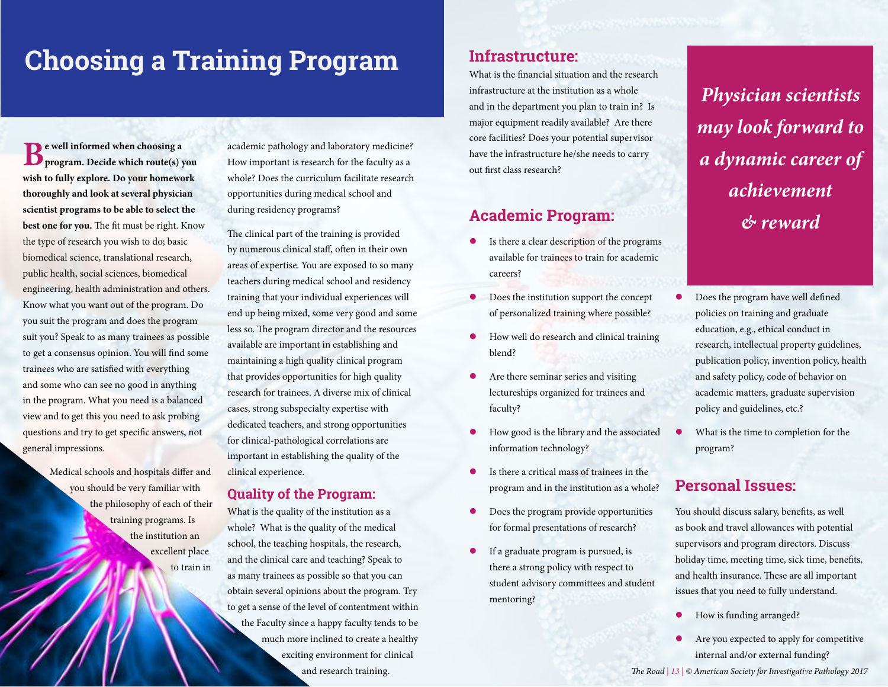# Choosing a Training Program

**Be well informed when choosing a program. Decide which route(s) you wish to fully explore. Do your homework thoroughly and look at several physician scientist programs to be able to select the best one for you.** The fit must be right. Know the type of research you wish to do; basic biomedical science, translational research, public health, social sciences, biomedical engineering, health administration and others. Know what you want out of the program. Do you suit the program and does the program suit you? Speak to as many trainees as possible to get a consensus opinion. You will find some trainees who are satisfied with everything and some who can see no good in anything in the program. What you need is a balanced view and to get this you need to ask probing questions and try to get specific answers, not general impressions.

Medical schools and hospitals differ and you should be very familiar with the philosophy of each of their training programs. Is the institution an excellent place to train in academic pathology and laboratory medicine? How important is research for the faculty as a whole? Does the curriculum facilitate research opportunities during medical school and during residency programs?

The clinical part of the training is provided by numerous clinical staff, often in their own areas of expertise. You are exposed to so many teachers during medical school and residency training that your individual experiences will end up being mixed, some very good and some less so. The program director and the resources available are important in establishing and maintaining a high quality clinical program that provides opportunities for high quality research for trainees. A diverse mix of clinical cases, strong subspecialty expertise with dedicated teachers, and strong opportunities for clinical-pathological correlations are important in establishing the quality of the clinical experience.

## Quality of the Program:

What is the quality of the institution as a whole? What is the quality of the medical school, the teaching hospitals, the research, and the clinical care and teaching? Speak to as many trainees as possible so that you can obtain several opinions about the program. Try to get a sense of the level of contentment within the Faculty since a happy faculty tends to be much more inclined to create a healthy exciting environment for clinical and research training.

## Infrastructure:

What is the financial situation and the research infrastructure at the institution as a whole and in the department you plan to train in? Is major equipment readily available? Are there core facilities? Does your potential supervisor have the infrastructure he/she needs to carry out first class research?

## Academic Program:

- Is there a clear description of the programs available for trainees to train for academic careers?
- Does the institution support the concept of personalized training where possible?
- How well do research and clinical training blend?
- Are there seminar series and visiting lectureships organized for trainees and faculty?
- How good is the library and the associated information technology?
- Is there a critical mass of trainees in the program and in the institution as a whole?
- Does the program provide opportunities for formal presentations of research?
- If a graduate program is pursued, is there a strong policy with respect to student advisory committees and student mentoring?
- Does the program have well defined policies on training and graduate education, e.g., ethical conduct in research, intellectual property guidelines, publication policy, invention policy, health and safety policy, code of behavior on academic matters, graduate supervision policy and guidelines, etc.?
- What is the time to completion for the program?

*Physician scientists may look forward to a dynamic career of achievement & reward*

## Personal Issues:

You should discuss salary, benefits, as well as book and travel allowances with potential supervisors and program directors. Discuss holiday time, meeting time, sick time, benefits, and health insurance. These are all important issues that you need to fully understand.

- How is funding arranged?
- Are you expected to apply for competitive internal and/or external funding?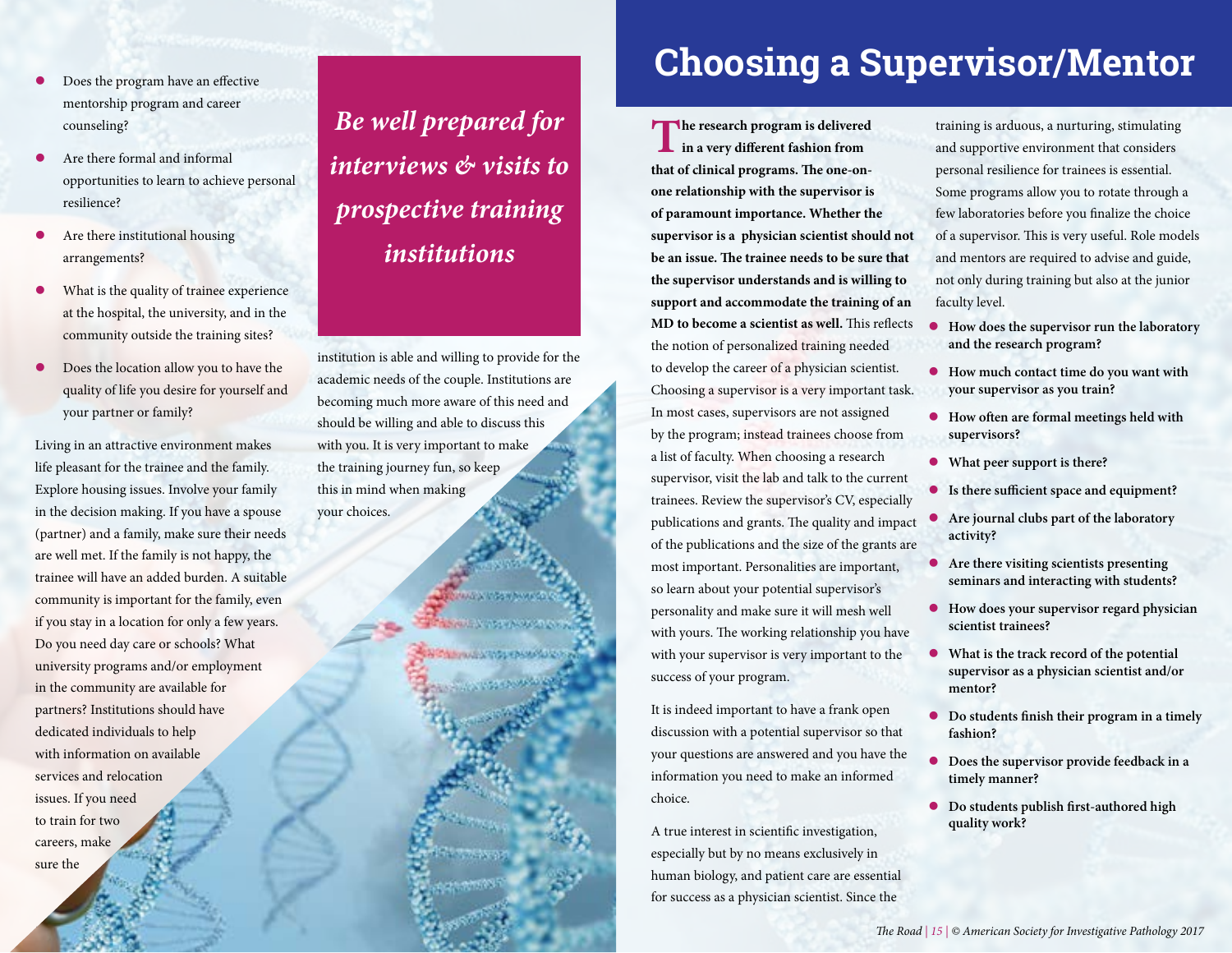- Does the program have an effective mentorship program and career counseling?
- Are there formal and informal opportunities to learn to achieve personal resilience?
- Are there institutional housing arrangements?
- What is the quality of trainee experience at the hospital, the university, and in the community outside the training sites?
- Does the location allow you to have the quality of life you desire for yourself and your partner or family?

Living in an attractive environment makes life pleasant for the trainee and the family. Explore housing issues. Involve your family in the decision making. If you have a spouse (partner) and a family, make sure their needs are well met. If the family is not happy, the trainee will have an added burden. A suitable community is important for the family, even if you stay in a location for only a few years. Do you need day care or schools? What university programs and/or employment in the community are available for partners? Institutions should have dedicated individuals to help with information on available services and relocation issues. If you need to train for two careers, make sure the institution is able and willing to provide for the academic needs of the couple. Institutions are becoming much more aware of this need and should be willing and able to discuss this with you. It is very important to make the training journey fun, so keep this in mind when making your choices.

*Be well prepared for interviews & visits to prospective training institutions*

# Choosing a Supervisor/Mentor

**The research program is delivered in a very different fashion from that of clinical programs. The one-on-one relationship with the supervisor is of paramount importance. Whether the supervisor is a physician scientist should not be an issue. The trainee needs to be sure that the supervisor understands and is willing to support and accommodate the training of an MD to become a scientist as well.** This reflects the notion of personalized training needed to develop the career of a physician scientist. Choosing a supervisor is a very important task. In most cases, supervisors are not assigned by the program; instead trainees choose from a list of faculty. When choosing a research supervisor, visit the lab and talk to the current trainees. Review the supervisor's CV, especially publications and grants. The quality and impact of the publications and the size of the grants are most important. Personalities are important, so learn about your potential supervisor's personality and make sure it will mesh well with yours. The working relationship you have with your supervisor is very important to the success of your program.

It is indeed important to have a frank open discussion with a potential supervisor so that your questions are answered and you have the information you need to make an informed choice.

A true interest in scientific investigation, especially but by no means exclusively in human biology, and patient care are essential for success as a physician scientist. Since the training is arduous, a nurturing, stimulating and supportive environment that considers personal resilience for trainees is essential. Some programs allow you to rotate through a few laboratories before you finalize the choice of a supervisor. This is very useful. Role models and mentors are required to advise and guide, not only during training but also at the junior faculty level.

- **How does the supervisor run the laboratory and the research program?**
- **How much contact time do you want with your supervisor as you train?**
- **How often are formal meetings held with supervisors?**
- **What peer support is there?**
- **Is there sufficient space and equipment?**
- **Are journal clubs part of the laboratory activity?**
- **Are there visiting scientists presenting seminars and interacting with students?**
- **How does your supervisor regard physician scientist trainees?**
- **What is the track record of the potential supervisor as a physician scientist and/or mentor?**
- **Do students finish their program in a timely fashion?**
- **Does the supervisor provide feedback in a timely manner?**
- **Do students publish first-authored high quality work?**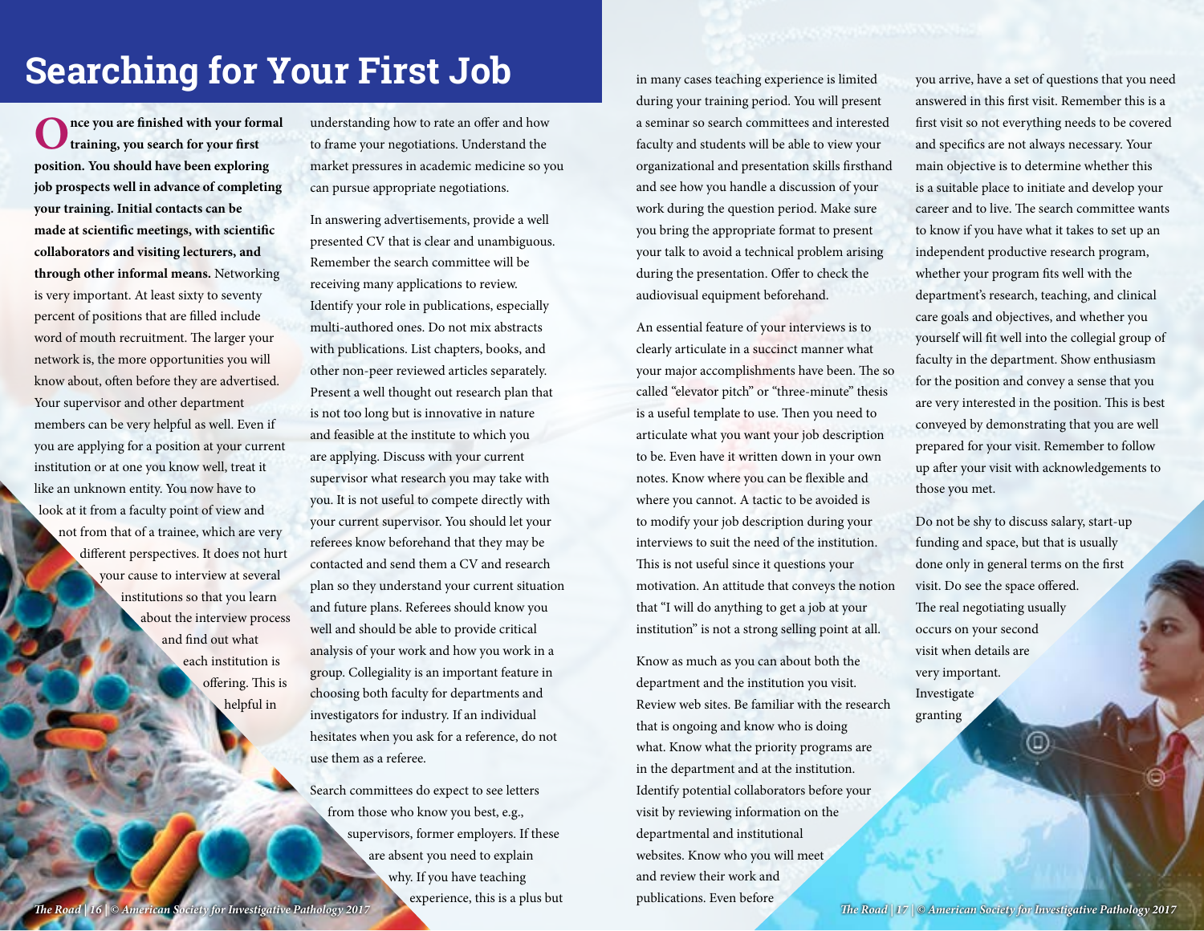# Searching for Your First Job

**Once you are finished with your formal training, you search for your first position. You should have been exploring job prospects well in advance of completing your training. Initial contacts can be made at scientific meetings, with scientific collaborators and visiting lecturers, and through other informal means.** Networking is very important. At least sixty to seventy percent of positions that are filled include word of mouth recruitment. The larger your network is, the more opportunities you will know about, often before they are advertised. Your supervisor and other department members can be very helpful as well. Even if you are applying for a position at your current institution or at one you know well, treat it like an unknown entity. You now have to look at it from a faculty point of view and not from that of a trainee, which are very different perspectives. It does not hurt your cause to interview at several institutions so that you learn about the interview process and find out what each institution is offering. This is helpful in understanding how to rate an offer and how to frame your negotiations. Understand the market pressures in academic medicine so you can pursue appropriate negotiations.

In answering advertisements, provide a well presented CV that is clear and unambiguous. Remember the search committee will be receiving many applications to review. Identify your role in publications, especially multi-authored ones. Do not mix abstracts with publications. List chapters, books, and other non-peer reviewed articles separately. Present a well thought out research plan that is not too long but is innovative in nature and feasible at the institute to which you are applying. Discuss with your current supervisor what research you may take with you. It is not useful to compete directly with your current supervisor. You should let your referees know beforehand that they may be contacted and send them a CV and research plan so they understand your current situation and future plans. Referees should know you well and should be able to provide critical analysis of your work and how you work in a group. Collegiality is an important feature in choosing both faculty for departments and investigators for industry. If an individual hesitates when you ask for a reference, do not use them as a referee.

Search committees do expect to see letters from those who know you best, e.g., supervisors, former employers. If these are absent you need to explain why. If you have teaching experience, this is a plus but in many cases teaching experience is limited during your training period. You will present a seminar so search committees and interested faculty and students will be able to view your organizational and presentation skills firsthand and see how you handle a discussion of your work during the question period. Make sure you bring the appropriate format to present your talk to avoid a technical problem arising during the presentation. Offer to check the audiovisual equipment beforehand.

An essential feature of your interviews is to clearly articulate in a succinct manner what your major accomplishments have been. The so called "elevator pitch" or "three-minute" thesis is a useful template to use. Then you need to articulate what you want your job description to be. Even have it written down in your own notes. Know where you can be flexible and where you cannot. A tactic to be avoided is to modify your job description during your interviews to suit the need of the institution. This is not useful since it questions your motivation. An attitude that conveys the notion that "I will do anything to get a job at your institution" is not a strong selling point at all.

Know as much as you can about both the department and the institution you visit. Review web sites. Be familiar with the research that is ongoing and know who is doing what. Know what the priority programs are in the department and at the institution. Identify potential collaborators before your visit by reviewing information on the departmental and institutional websites. Know who you will meet and review their work and publications. Even before you arrive, have a set of questions that you need answered in this first visit. Remember this is a first visit so not everything needs to be covered and specifics are not always necessary. Your main objective is to determine whether this is a suitable place to initiate and develop your career and to live. The search committee wants to know if you have what it takes to set up an independent productive research program, whether your program fits well with the department's research, teaching, and clinical care goals and objectives, and whether you yourself will fit well into the collegial group of faculty in the department. Show enthusiasm for the position and convey a sense that you are very interested in the position. This is best conveyed by demonstrating that you are well prepared for your visit. Remember to follow up after your visit with acknowledgements to those you met.

Do not be shy to discuss salary, start-up funding and space, but that is usually done only in general terms on the first visit. Do see the space offered. The real negotiating usually occurs on your second visit when details are very important. Investigate granting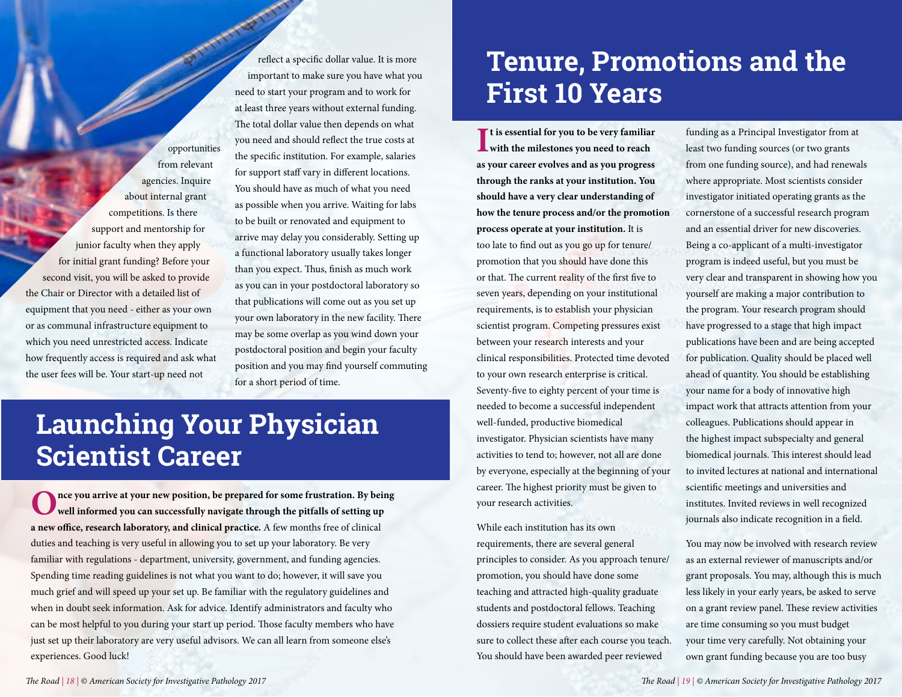opportunities from relevant agencies. Inquire about internal grant competitions. Is there support and mentorship for junior faculty when they apply for initial grant funding? Before your second visit, you will be asked to provide the Chair or Director with a detailed list of equipment that you need - either as your own or as communal infrastructure equipment to which you need unrestricted access. Indicate how frequently access is required and ask what the user fees will be. Your start-up need not reflect a specific dollar value. It is more important to make sure you have what you need to start your program and to work for at least three years without external funding. The total dollar value then depends on what you need and should reflect the true costs at the specific institution. For example, salaries for support staff vary in different locations. You should have as much of what you need as possible when you arrive. Waiting for labs to be built or renovated and equipment to arrive may delay you considerably. Setting up a functional laboratory usually takes longer than you expect. Thus, finish as much work as you can in your postdoctoral laboratory so that publications will come out as you set up your own laboratory in the new facility. There may be some overlap as you wind down your postdoctoral position and begin your faculty position and you may find yourself commuting for a short period of time.

# Launching Your Physician Scientist Career

**Once you arrive at your new position, be prepared for some frustration. By being well informed you can successfully navigate through the pitfalls of setting up a new office, research laboratory, and clinical practice.** A few months free of clinical duties and teaching is very useful in allowing you to set up your laboratory. Be very familiar with regulations - department, university, government, and funding agencies. Spending time reading guidelines is not what you want to do; however, it will save you much grief and will speed up your set up. Be familiar with the regulatory guidelines and when in doubt seek information. Ask for advice. Identify administrators and faculty who can be most helpful to you during your start up period. Those faculty members who have just set up their laboratory are very useful advisors. We can all learn from someone else's experiences. Good luck!

# Tenure, Promotions and the First 10 Years

**It is essential for you to be very familiar with the milestones you need to reach as your career evolves and as you progress through the ranks at your institution. You should have a very clear understanding of how the tenure process and/or the promotion process operate at your institution.** It is too late to find out as you go up for tenure/promotion that you should have done this or that. The current reality of the first five to seven years, depending on your institutional requirements, is to establish your physician scientist program. Competing pressures exist between your research interests and your clinical responsibilities. Protected time devoted to your own research enterprise is critical. Seventy-five to eighty percent of your time is needed to become a successful independent well-funded, productive biomedical investigator. Physician scientists have many activities to tend to; however, not all are done by everyone, especially at the beginning of your career. The highest priority must be given to your research activities.

While each institution has its own requirements, there are several general principles to consider. As you approach tenure/promotion, you should have done some teaching and attracted high-quality graduate students and postdoctoral fellows. Teaching dossiers require student evaluations so make sure to collect these after each course you teach. You should have been awarded peer reviewed funding as a Principal Investigator from at least two funding sources (or two grants from one funding source), and had renewals where appropriate. Most scientists consider investigator initiated operating grants as the cornerstone of a successful research program and an essential driver for new discoveries. Being a co-applicant of a multi-investigator program is indeed useful, but you must be very clear and transparent in showing how you yourself are making a major contribution to the program. Your research program should have progressed to a stage that high impact publications have been and are being accepted for publication. Quality should be placed well ahead of quantity. You should be establishing your name for a body of innovative high impact work that attracts attention from your colleagues. Publications should appear in the highest impact subspecialty and general biomedical journals. This interest should lead to invited lectures at national and international scientific meetings and universities and institutes. Invited reviews in well recognized journals also indicate recognition in a field.

You may now be involved with research review as an external reviewer of manuscripts and/or grant proposals. You may, although this is much less likely in your early years, be asked to serve on a grant review panel. These review activities are time consuming so you must budget your time very carefully. Not obtaining your own grant funding because you are too busy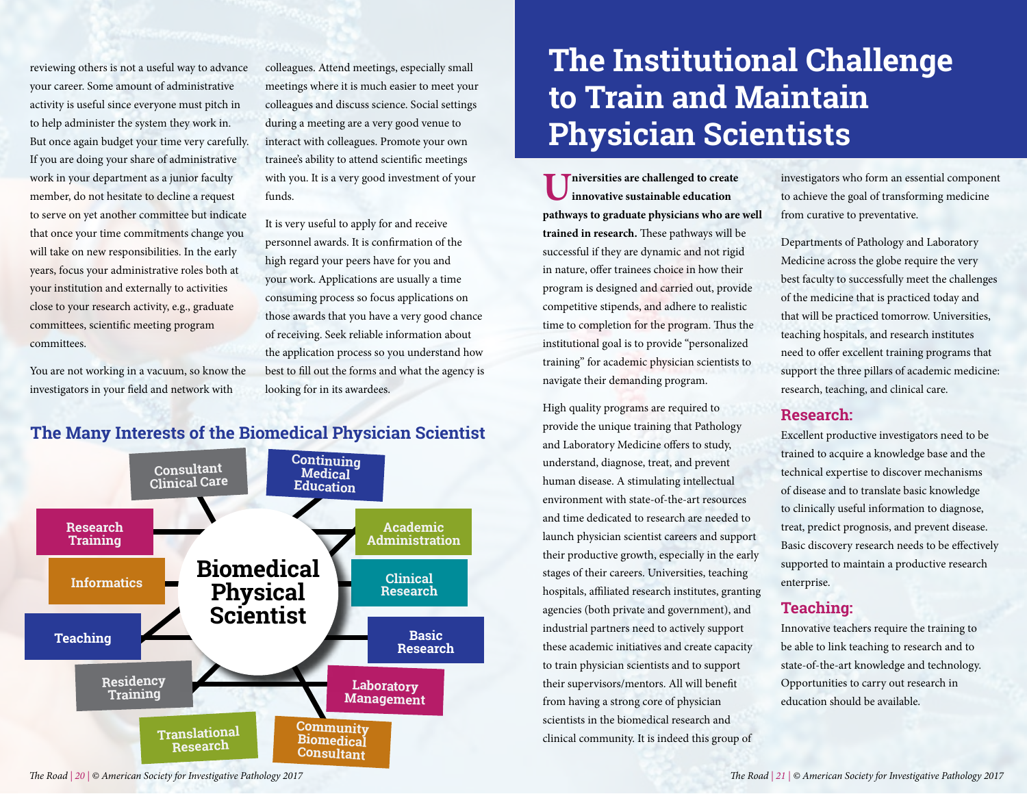reviewing others is not a useful way to advance your career. Some amount of administrative activity is useful since everyone must pitch in to help administer the system they work in. But once again budget your time very carefully. If you are doing your share of administrative work in your department as a junior faculty member, do not hesitate to decline a request to serve on yet another committee but indicate that once your time commitments change you will take on new responsibilities. In the early years, focus your administrative roles both at your institution and externally to activities close to your research activity, e.g., graduate committees, scientific meeting program committees.

You are not working in a vacuum, so know the investigators in your field and network with colleagues. Attend meetings, especially small meetings where it is much easier to meet your colleagues and discuss science. Social settings during a meeting are a very good venue to interact with colleagues. Promote your own trainee's ability to attend scientific meetings with you. It is a very good investment of your funds.

It is very useful to apply for and receive personnel awards. It is confirmation of the high regard your peers have for you and your work. Applications are usually a time consuming process so focus applications on those awards that you have a very good chance of receiving. Seek reliable information about the application process so you understand how best to fill out the forms and what the agency is looking for in its awardees.

### The Many Interests of the Biomedical Physician Scientist

Biomedical Physical Scientist

- Consultant Clinical Care
- Continuing Medical Education
- Research Training
- Academic Administration
- Informatics
- Clinical Research
- Teaching
- Basic Research
- Residency Training
- Laboratory Management
- Translational Research
- Community Biomedical Consultant

# The Institutional Challenge to Train and Maintain Physician Scientists

**Universities are challenged to create innovative sustainable education pathways to graduate physicians who are well trained in research.** These pathways will be successful if they are dynamic and not rigid in nature, offer trainees choice in how their program is designed and carried out, provide competitive stipends, and adhere to realistic time to completion for the program. Thus the institutional goal is to provide "personalized training" for academic physician scientists to navigate their demanding program.

High quality programs are required to provide the unique training that Pathology and Laboratory Medicine offers to study, understand, diagnose, treat, and prevent human disease. A stimulating intellectual environment with state-of-the-art resources and time dedicated to research are needed to launch physician scientist careers and support their productive growth, especially in the early stages of their careers. Universities, teaching hospitals, affiliated research institutes, granting agencies (both private and government), and industrial partners need to actively support these academic initiatives and create capacity to train physician scientists and to support their supervisors/mentors. All will benefit from having a strong core of physician scientists in the biomedical research and clinical community. It is indeed this group of investigators who form an essential component to achieve the goal of transforming medicine from curative to preventative.

Departments of Pathology and Laboratory Medicine across the globe require the very best faculty to successfully meet the challenges of the medicine that is practiced today and that will be practiced tomorrow. Universities, teaching hospitals, and research institutes need to offer excellent training programs that support the three pillars of academic medicine: research, teaching, and clinical care.

## Research:

Excellent productive investigators need to be trained to acquire a knowledge base and the technical expertise to discover mechanisms of disease and to translate basic knowledge to clinically useful information to diagnose, treat, predict prognosis, and prevent disease. Basic discovery research needs to be effectively supported to maintain a productive research enterprise.

## Teaching:

Innovative teachers require the training to be able to link teaching to research and to state-of-the-art knowledge and technology. Opportunities to carry out research in education should be available.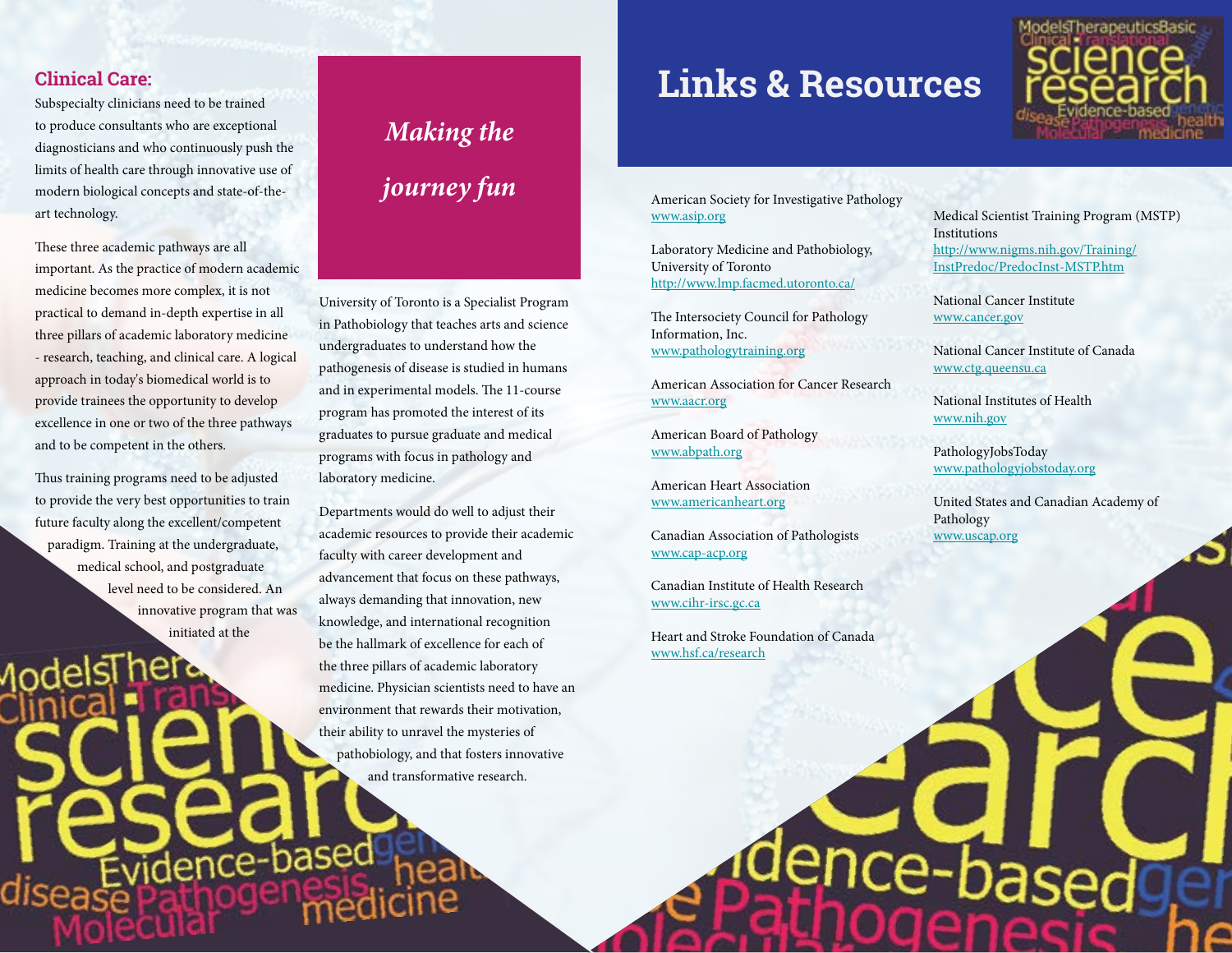**Clinical Care:**
Subspecialty clinicians need to be trained to produce consultants who are exceptional diagnosticians and who continuously push the limits of health care through innovative use of modern biological concepts and state-of-the-art technology.

These three academic pathways are all important. As the practice of modern academic medicine becomes more complex, it is not practical to demand in-depth expertise in all three pillars of academic laboratory medicine - research, teaching, and clinical care. A logical approach in today's biomedical world is to provide trainees the opportunity to develop excellence in one or two of the three pathways and to be competent in the others.

Thus training programs need to be adjusted to provide the very best opportunities to train future faculty along the excellent/competent paradigm. Training at the undergraduate, medical school, and postgraduate level need to be considered. An innovative program that was initiated at the University of Toronto is a Specialist Program in Pathobiology that teaches arts and science undergraduates to understand how the pathogenesis of disease is studied in humans and in experimental models. The 11-course program has promoted the interest of its graduates to pursue graduate and medical programs with focus in pathology and laboratory medicine.

*Making the journey fun*

Departments would do well to adjust their academic resources to provide their academic faculty with career development and advancement that focus on these pathways, always demanding that innovation, new knowledge, and international recognition be the hallmark of excellence for each of the three pillars of academic laboratory medicine. Physician scientists need to have an environment that rewards their motivation, their ability to unravel the mysteries of pathobiology, and that fosters innovative and transformative research.

# Links & Resources

American Society for Investigative Pathology
www.asip.org

Laboratory Medicine and Pathobiology, University of Toronto
http://www.lmp.facmed.utoronto.ca/

The Intersociety Council for Pathology Information, Inc.
www.pathologytraining.org

American Association for Cancer Research
www.aacr.org

American Board of Pathology
www.abpath.org

American Heart Association
www.americanheart.org

Canadian Association of Pathologists
www.cap-acp.org

Canadian Institute of Health Research
www.cihr-irsc.gc.ca

Heart and Stroke Foundation of Canada
www.hsf.ca/research

Medical Scientist Training Program (MSTP) Institutions
http://www.nigms.nih.gov/Training/InstPredoc/PredocInst-MSTP.htm

National Cancer Institute
www.cancer.gov

National Cancer Institute of Canada
www.ctg.queensu.ca

National Institutes of Health
www.nih.gov

PathologyJobsToday
www.pathologyjobstoday.org

United States and Canadian Academy of Pathology
www.uscap.org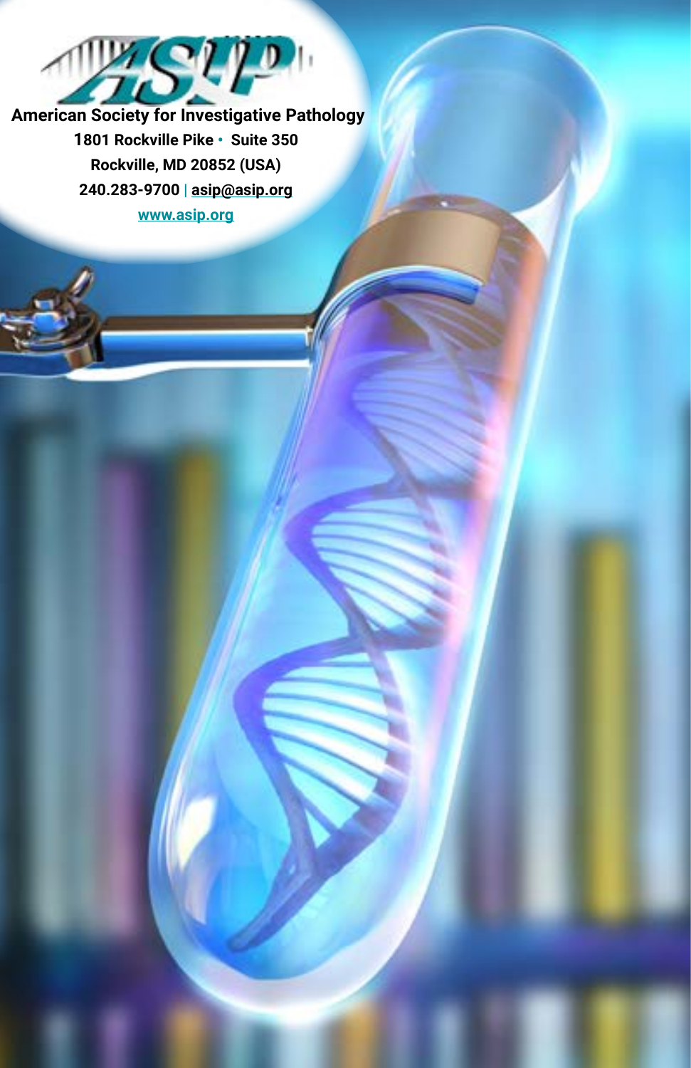ASIP

American Society for Investigative Pathology

1801 Rockville Pike • Suite 350

Rockville, MD 20852 (USA)

240.283-9700 | asip@asip.org

www.asip.org